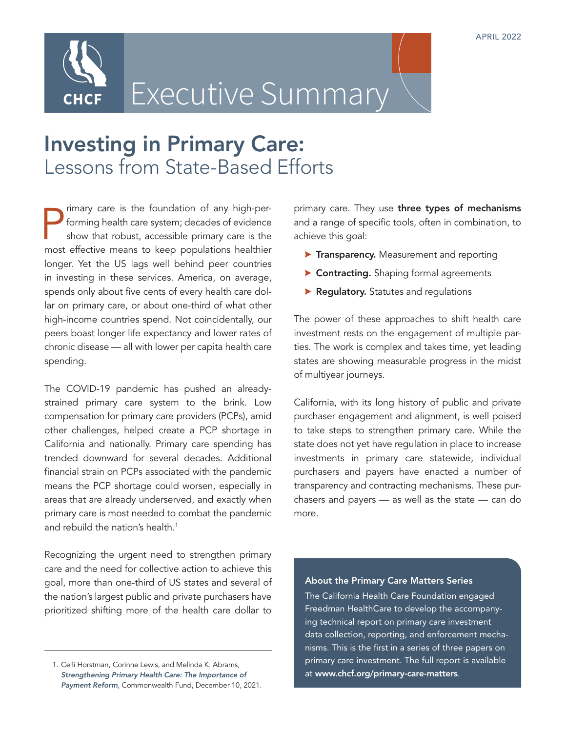APRIL 2022

CHCF

# Executive Summary

## Investing in Primary Care: Lessons from State-Based Efforts

Primary care is the foundation of any high-performing health care system; decades of evidence show that robust, accessible primary care is the most effective means to keep populations healthier longer. Yet the US lags well behind peer countries in investing in these services. America, on average, spends only about five cents of every health care dollar on primary care, or about one-third of what other high-income countries spend. Not coincidentally, our peers boast longer life expectancy and lower rates of chronic disease — all with lower per capita health care spending.

The COVID-19 pandemic has pushed an already-strained primary care system to the brink. Low compensation for primary care providers (PCPs), amid other challenges, helped create a PCP shortage in California and nationally. Primary care spending has trended downward for several decades. Additional financial strain on PCPs associated with the pandemic means the PCP shortage could worsen, especially in areas that are already underserved, and exactly when primary care is most needed to combat the pandemic and rebuild the nation's health.[1]

Recognizing the urgent need to strengthen primary care and the need for collective action to achieve this goal, more than one-third of US states and several of the nation's largest public and private purchasers have prioritized shifting more of the health care dollar to primary care. They use **three types of mechanisms** and a range of specific tools, often in combination, to achieve this goal:

- **Transparency.** Measurement and reporting
- **Contracting.** Shaping formal agreements
- **Regulatory.** Statutes and regulations

The power of these approaches to shift health care investment rests on the engagement of multiple parties. The work is complex and takes time, yet leading states are showing measurable progress in the midst of multiyear journeys.

California, with its long history of public and private purchaser engagement and alignment, is well poised to take steps to strengthen primary care. While the state does not yet have regulation in place to increase investments in primary care statewide, individual purchasers and payers have enacted a number of transparency and contracting mechanisms. These purchasers and payers — as well as the state — can do more.

**About the Primary Care Matters Series**

The California Health Care Foundation engaged Freedman HealthCare to develop the accompanying technical report on primary care investment data collection, reporting, and enforcement mechanisms. This is the first in a series of three papers on primary care investment. The full report is available at **www.chcf.org/primary-care-matters**.

1. Celli Horstman, Corinne Lewis, and Melinda K. Abrams, ***Strengthening Primary Health Care: The Importance of Payment Reform***, Commonwealth Fund, December 10, 2021.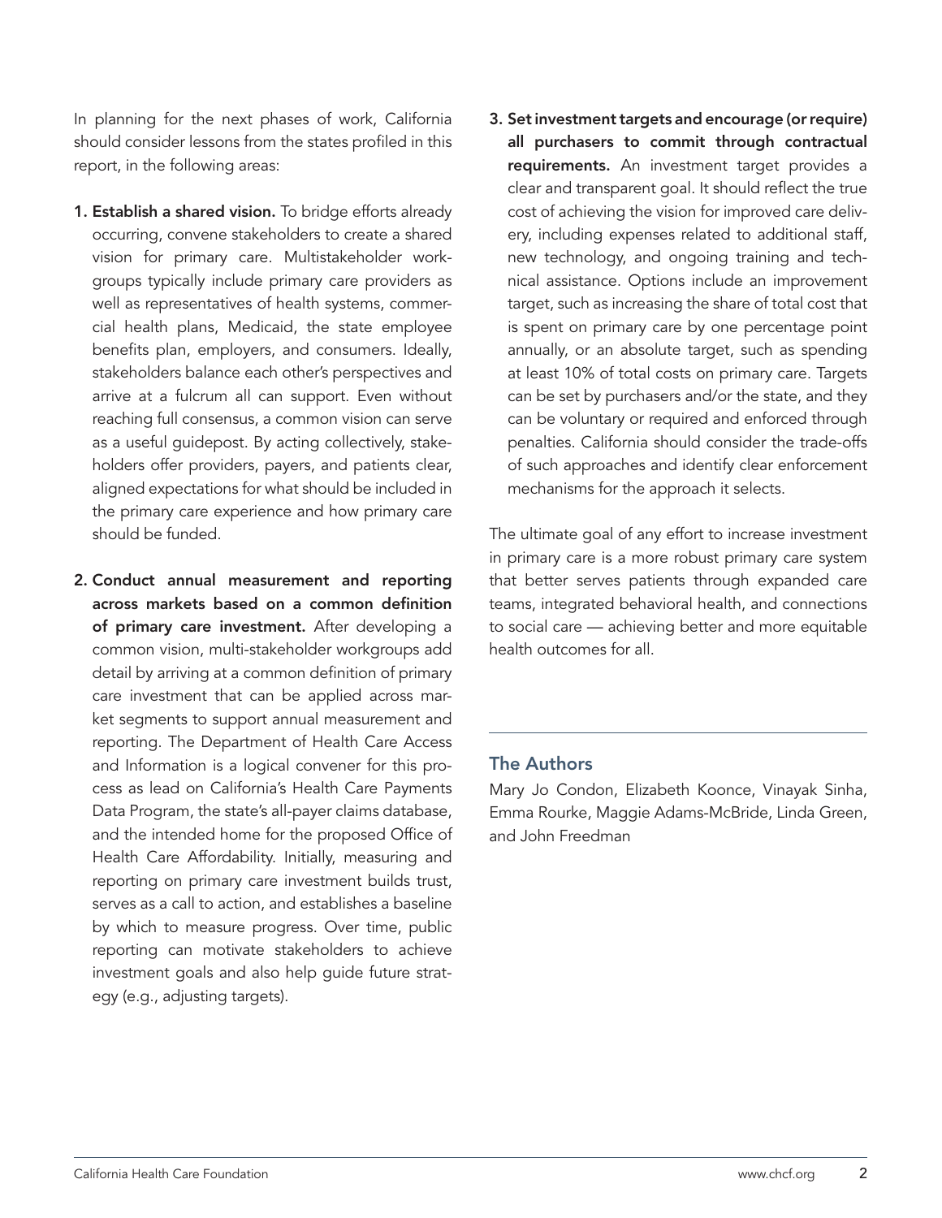In planning for the next phases of work, California should consider lessons from the states profiled in this report, in the following areas:

1. **Establish a shared vision.** To bridge efforts already occurring, convene stakeholders to create a shared vision for primary care. Multistakeholder workgroups typically include primary care providers as well as representatives of health systems, commercial health plans, Medicaid, the state employee benefits plan, employers, and consumers. Ideally, stakeholders balance each other's perspectives and arrive at a fulcrum all can support. Even without reaching full consensus, a common vision can serve as a useful guidepost. By acting collectively, stakeholders offer providers, payers, and patients clear, aligned expectations for what should be included in the primary care experience and how primary care should be funded.

2. **Conduct annual measurement and reporting across markets based on a common definition of primary care investment.** After developing a common vision, multi-stakeholder workgroups add detail by arriving at a common definition of primary care investment that can be applied across market segments to support annual measurement and reporting. The Department of Health Care Access and Information is a logical convener for this process as lead on California's Health Care Payments Data Program, the state's all-payer claims database, and the intended home for the proposed Office of Health Care Affordability. Initially, measuring and reporting on primary care investment builds trust, serves as a call to action, and establishes a baseline by which to measure progress. Over time, public reporting can motivate stakeholders to achieve investment goals and also help guide future strategy (e.g., adjusting targets).

3. **Set investment targets and encourage (or require) all purchasers to commit through contractual requirements.** An investment target provides a clear and transparent goal. It should reflect the true cost of achieving the vision for improved care delivery, including expenses related to additional staff, new technology, and ongoing training and technical assistance. Options include an improvement target, such as increasing the share of total cost that is spent on primary care by one percentage point annually, or an absolute target, such as spending at least 10% of total costs on primary care. Targets can be set by purchasers and/or the state, and they can be voluntary or required and enforced through penalties. California should consider the trade-offs of such approaches and identify clear enforcement mechanisms for the approach it selects.

The ultimate goal of any effort to increase investment in primary care is a more robust primary care system that better serves patients through expanded care teams, integrated behavioral health, and connections to social care — achieving better and more equitable health outcomes for all.

## The Authors

Mary Jo Condon, Elizabeth Koonce, Vinayak Sinha, Emma Rourke, Maggie Adams-McBride, Linda Green, and John Freedman